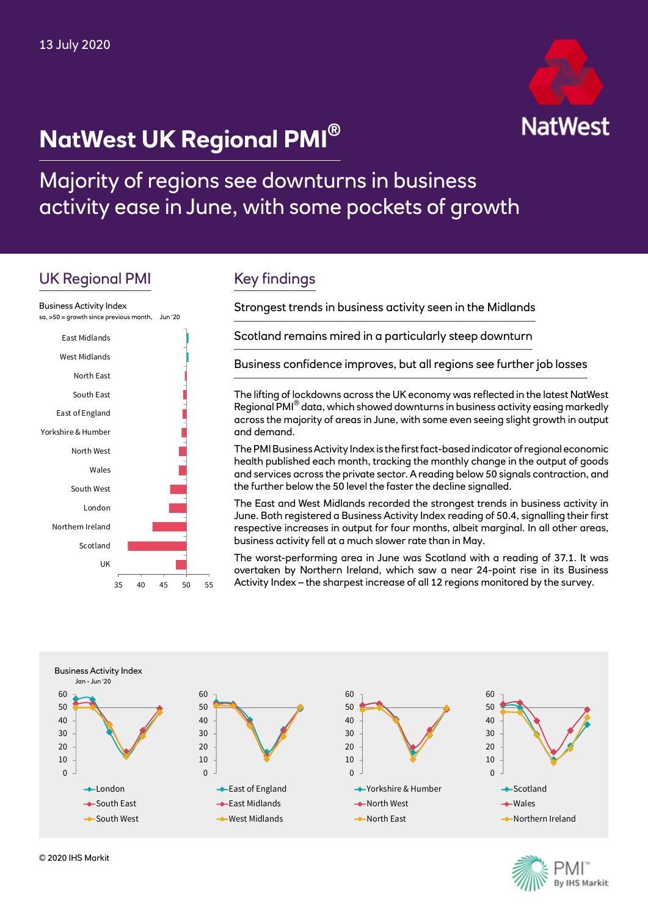13 July 2020

# NatWest UK Regional PMI®

## Majority of regions see downturns in business activity ease in June, with some pockets of growth

## UK Regional PMI

Business Activity Index

sa, >50 = growth since previous month, Jun '20

East Midlands
West Midlands
North East
South East
East of England
Yorkshire & Humber
North West
Wales
South West
London
Northern Ireland
Scotland
UK

35 40 45 50 55

## Key findings

Strongest trends in business activity seen in the Midlands

Scotland remains mired in a particularly steep downturn

Business confidence improves, but all regions see further job losses

The lifting of lockdowns across the UK economy was reflected in the latest NatWest Regional PMI® data, which showed downturns in business activity easing markedly across the majority of areas in June, with some even seeing slight growth in output and demand.

The PMI Business Activity Index is the first fact-based indicator of regional economic health published each month, tracking the monthly change in the output of goods and services across the private sector. A reading below 50 signals contraction, and the further below the 50 level the faster the decline signalled.

The East and West Midlands recorded the strongest trends in business activity in June. Both registered a Business Activity Index reading of 50.4, signalling their first respective increases in output for four months, albeit marginal. In all other areas, business activity fell at a much slower rate than in May.

The worst-performing area in June was Scotland with a reading of 37.1. It was overtaken by Northern Ireland, which saw a near 24-point rise in its Business Activity Index – the sharpest increase of all 12 regions monitored by the survey.

Business Activity Index

Jan - Jun '20

London, South East, South West

East of England, East Midlands, West Midlands

Yorkshire & Humber, North West, North East

Scotland, Wales, Northern Ireland

© 2020 IHS Markit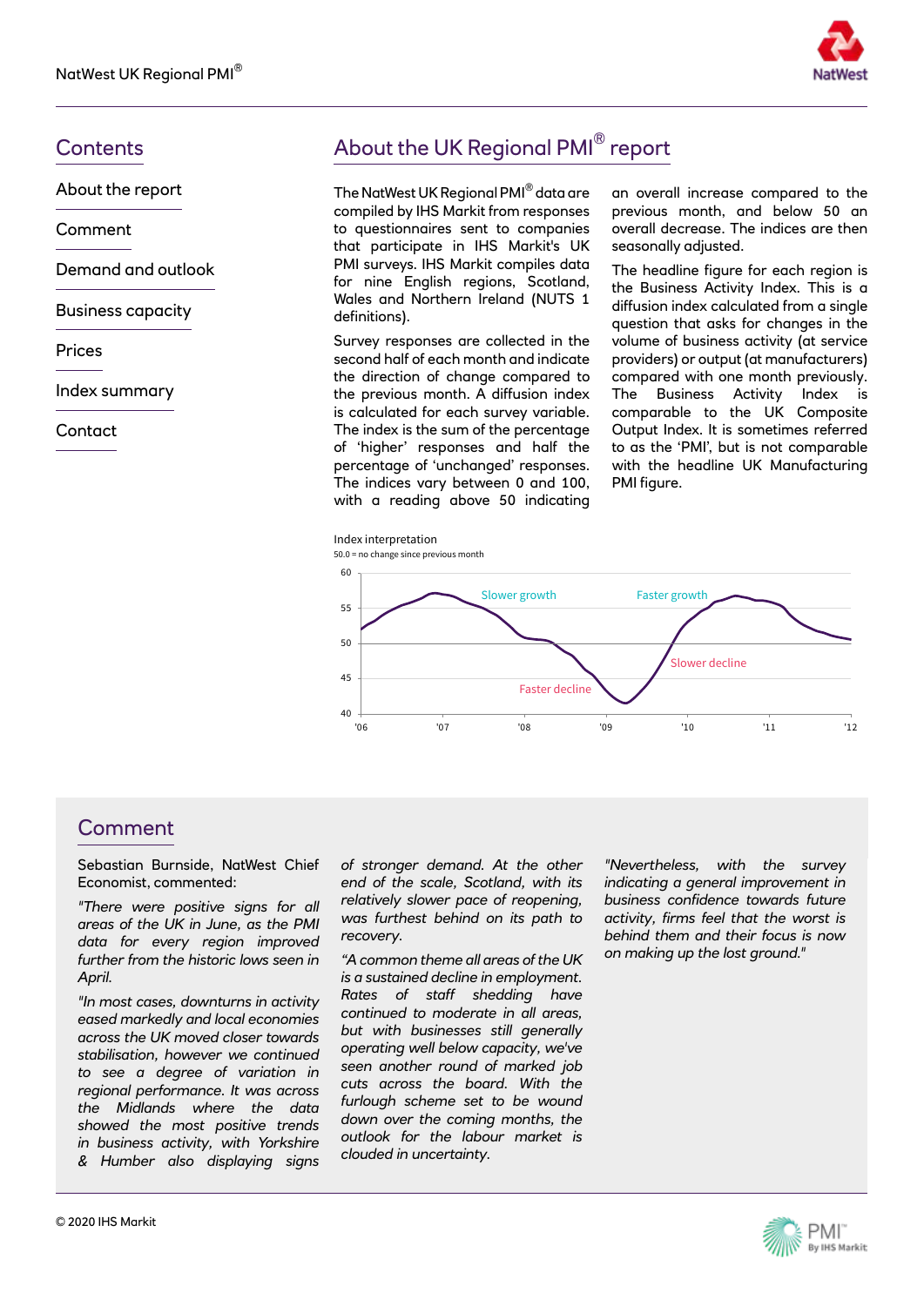## Contents

- About the report
- Comment
- Demand and outlook
- Business capacity
- Prices
- Index summary
- Contact

## About the UK Regional PMI® report

The NatWest UK Regional PMI® data are compiled by IHS Markit from responses to questionnaires sent to companies that participate in IHS Markit's UK PMI surveys. IHS Markit compiles data for nine English regions, Scotland, Wales and Northern Ireland (NUTS 1 definitions).

Survey responses are collected in the second half of each month and indicate the direction of change compared to the previous month. A diffusion index is calculated for each survey variable. The index is the sum of the percentage of 'higher' responses and half the percentage of 'unchanged' responses. The indices vary between 0 and 100, with a reading above 50 indicating an overall increase compared to the previous month, and below 50 an overall decrease. The indices are then seasonally adjusted.

The headline figure for each region is the Business Activity Index. This is a diffusion index calculated from a single question that asks for changes in the volume of business activity (at service providers) or output (at manufacturers) compared with one month previously. The Business Activity Index is comparable to the UK Composite Output Index. It is sometimes referred to as the 'PMI', but is not comparable with the headline UK Manufacturing PMI figure.

Index interpretation

50.0 = no change since previous month

## Comment

Sebastian Burnside, NatWest Chief Economist, commented:

*"There were positive signs for all areas of the UK in June, as the PMI data for every region improved further from the historic lows seen in April.*

*"In most cases, downturns in activity eased markedly and local economies across the UK moved closer towards stabilisation, however we continued to see a degree of variation in regional performance. It was across the Midlands where the data showed the most positive trends in business activity, with Yorkshire & Humber also displaying signs of stronger demand. At the other end of the scale, Scotland, with its relatively slower pace of reopening, was furthest behind on its path to recovery.*

*"A common theme all areas of the UK is a sustained decline in employment. Rates of staff shedding have continued to moderate in all areas, but with businesses still generally operating well below capacity, we've seen another round of marked job cuts across the board. With the furlough scheme set to be wound down over the coming months, the outlook for the labour market is clouded in uncertainty.*

*"Nevertheless, with the survey indicating a general improvement in business confidence towards future activity, firms feel that the worst is behind them and their focus is now on making up the lost ground."*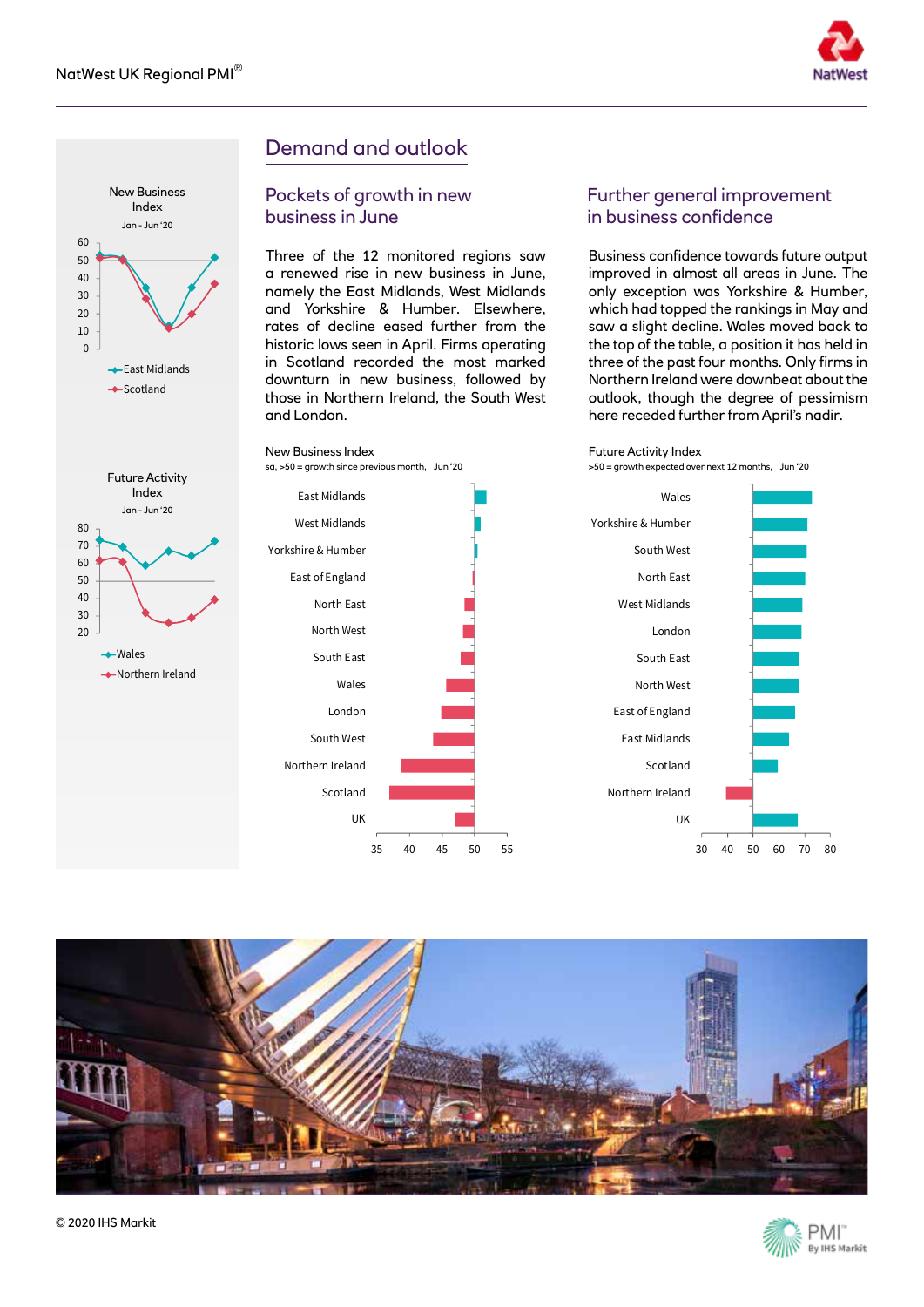# Demand and outlook

## Pockets of growth in new business in June

Three of the 12 monitored regions saw a renewed rise in new business in June, namely the East Midlands, West Midlands and Yorkshire & Humber. Elsewhere, rates of decline eased further from the historic lows seen in April. Firms operating in Scotland recorded the most marked downturn in new business, followed by those in Northern Ireland, the South West and London.

## Further general improvement in business confidence

Business confidence towards future output improved in almost all areas in June. The only exception was Yorkshire & Humber, which had topped the rankings in May and saw a slight decline. Wales moved back to the top of the table, a position it has held in three of the past four months. Only firms in Northern Ireland were downbeat about the outlook, though the degree of pessimism here receded further from April's nadir.

**New Business Index**
Jan - Jun '20
(East Midlands, Scotland)

**Future Activity Index**
Jan - Jun '20
(Wales, Northern Ireland)

**New Business Index**
sa, >50 = growth since previous month, Jun '20

East Midlands, West Midlands, Yorkshire & Humber, East of England, North East, North West, South East, Wales, London, South West, Northern Ireland, Scotland, UK

**Future Activity Index**
>50 = growth expected over next 12 months, Jun '20

Wales, Yorkshire & Humber, South West, North East, West Midlands, London, South East, North West, East of England, East Midlands, Scotland, Northern Ireland, UK

© 2020 IHS Markit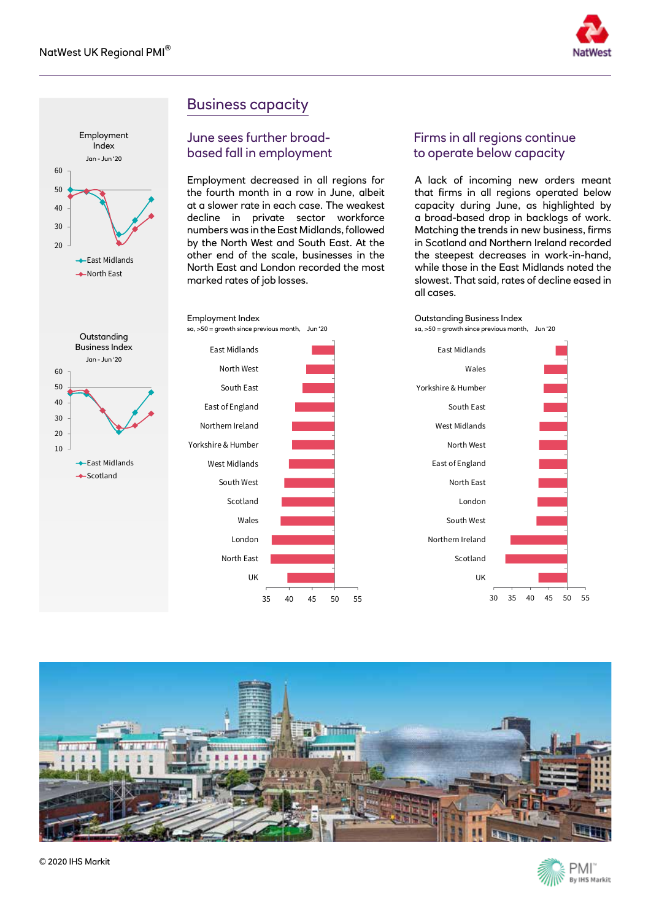# Business capacity

## June sees further broad-based fall in employment

Employment decreased in all regions for the fourth month in a row in June, albeit at a slower rate in each case. The weakest decline in private sector workforce numbers was in the East Midlands, followed by the North West and South East. At the other end of the scale, businesses in the North East and London recorded the most marked rates of job losses.

## Firms in all regions continue to operate below capacity

A lack of incoming new orders meant that firms in all regions operated below capacity during June, as highlighted by a broad-based drop in backlogs of work. Matching the trends in new business, firms in Scotland and Northern Ireland recorded the steepest decreases in work-in-hand, while those in the East Midlands noted the slowest. That said, rates of decline eased in all cases.

Employment Index

Jan - Jun '20

East Midlands, North East

Outstanding Business Index

Jan - Jun '20

East Midlands, Scotland

Employment Index

sa, >50 = growth since previous month, Jun '20

East Midlands, North West, South East, East of England, Northern Ireland, Yorkshire & Humber, West Midlands, South West, Scotland, Wales, London, North East, UK

Outstanding Business Index

sa, >50 = growth since previous month, Jun '20

East Midlands, Wales, Yorkshire & Humber, South East, West Midlands, North West, East of England, North East, London, South West, Northern Ireland, Scotland, UK

© 2020 IHS Markit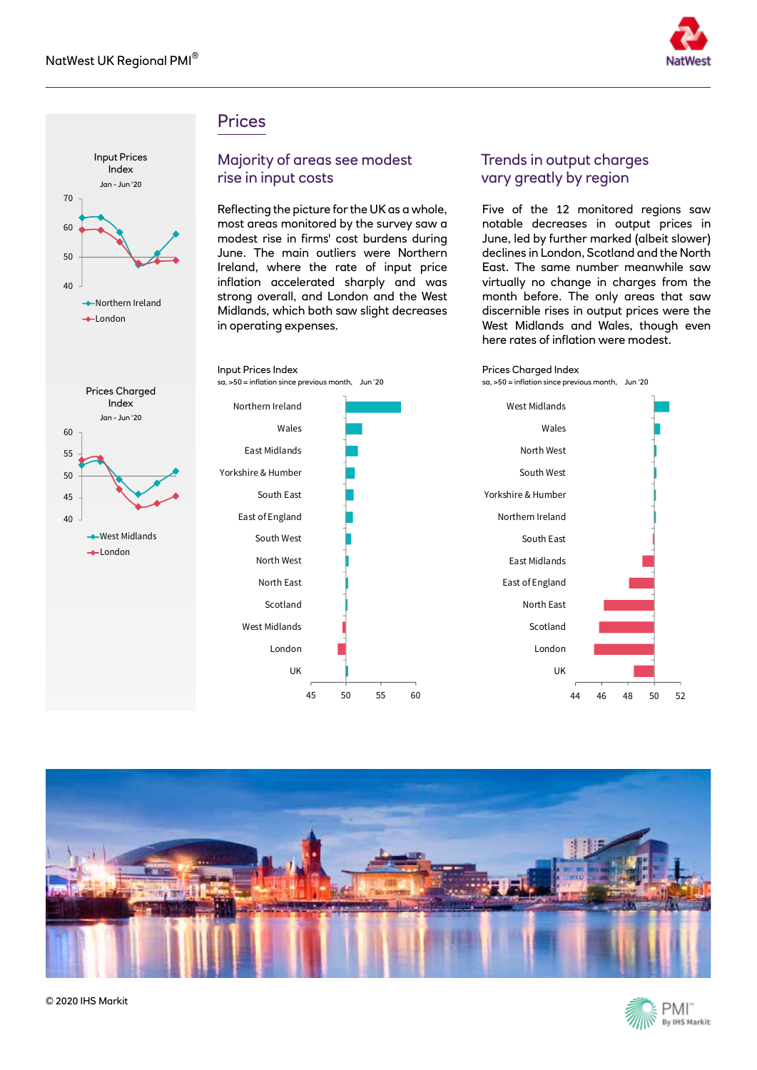# Prices

## Majority of areas see modest rise in input costs

Reflecting the picture for the UK as a whole, most areas monitored by the survey saw a modest rise in firms' cost burdens during June. The main outliers were Northern Ireland, where the rate of input price inflation accelerated sharply and was strong overall, and London and the West Midlands, which both saw slight decreases in operating expenses.

## Trends in output charges vary greatly by region

Five of the 12 monitored regions saw notable decreases in output prices in June, led by further marked (albeit slower) declines in London, Scotland and the North East. The same number meanwhile saw virtually no change in charges from the month before. The only areas that saw discernible rises in output prices were the West Midlands and Wales, though even here rates of inflation were modest.

Input Prices Index
Jan - Jun '20
(Northern Ireland, London)

Prices Charged Index
Jan - Jun '20
(West Midlands, London)

Input Prices Index
sa, >50 = inflation since previous month, Jun '20
(Northern Ireland, Wales, East Midlands, Yorkshire & Humber, South East, East of England, South West, North West, North East, Scotland, West Midlands, London, UK)

Prices Charged Index
sa, >50 = inflation since previous month, Jun '20
(West Midlands, Wales, North West, South West, Yorkshire & Humber, Northern Ireland, South East, East Midlands, East of England, North East, Scotland, London, UK)

© 2020 IHS Markit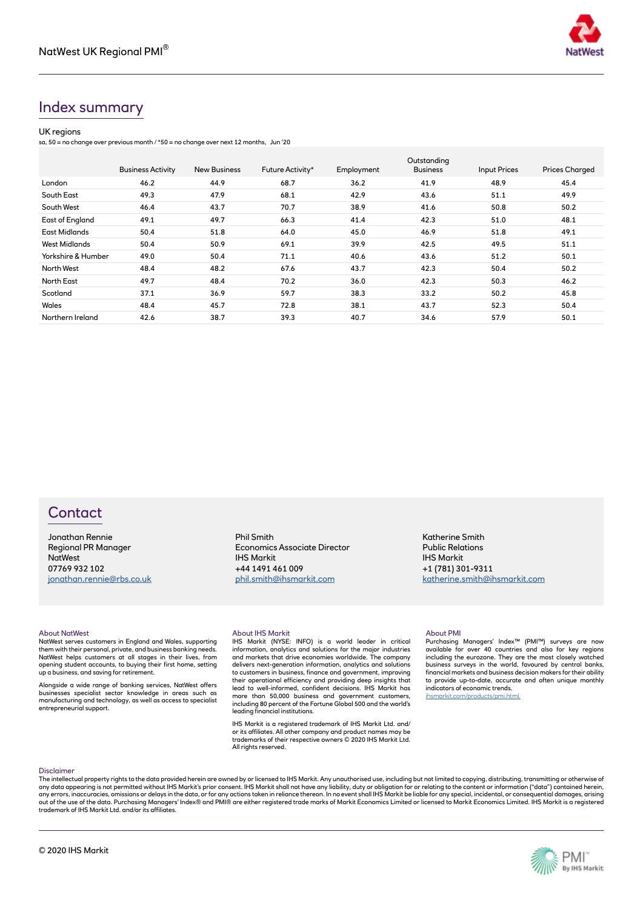## Index summary

UK regions

sa, 50 = no change over previous month / *50 = no change over next 12 months, Jun '20

| | Business Activity | New Business | Future Activity* | Employment | Outstanding Business | Input Prices | Prices Charged |
|---|---|---|---|---|---|---|---|
| London | 46.2 | 44.9 | 68.7 | 36.2 | 41.9 | 48.9 | 45.4 |
| South East | 49.3 | 47.9 | 68.1 | 42.9 | 43.6 | 51.1 | 49.9 |
| South West | 46.4 | 43.7 | 70.7 | 38.9 | 41.6 | 50.8 | 50.2 |
| East of England | 49.1 | 49.7 | 66.3 | 41.4 | 42.3 | 51.0 | 48.1 |
| East Midlands | 50.4 | 51.8 | 64.0 | 45.0 | 46.9 | 51.8 | 49.1 |
| West Midlands | 50.4 | 50.9 | 69.1 | 39.9 | 42.5 | 49.5 | 51.1 |
| Yorkshire & Humber | 49.0 | 50.4 | 71.1 | 40.6 | 43.6 | 51.2 | 50.1 |
| North West | 48.4 | 48.2 | 67.6 | 43.7 | 42.3 | 50.4 | 50.2 |
| North East | 49.7 | 48.4 | 70.2 | 36.0 | 42.3 | 50.3 | 46.2 |
| Scotland | 37.1 | 36.9 | 59.7 | 38.3 | 33.2 | 50.2 | 45.8 |
| Wales | 48.4 | 45.7 | 72.8 | 38.1 | 43.7 | 52.3 | 50.4 |
| Northern Ireland | 42.6 | 38.7 | 39.3 | 40.7 | 34.6 | 57.9 | 50.1 |

## Contact

Jonathan Rennie
Regional PR Manager
NatWest
07769 932 102
jonathan.rennie@rbs.co.uk

Phil Smith
Economics Associate Director
IHS Markit
+44 1491 461 009
phil.smith@ihsmarkit.com

Katherine Smith
Public Relations
IHS Markit
+1 (781) 301-9311
katherine.smith@ihsmarkit.com

### About NatWest

NatWest serves customers in England and Wales, supporting them with their personal, private, and business banking needs. NatWest helps customers at all stages in their lives, from opening student accounts, to buying their first home, setting up a business, and saving for retirement.

Alongside a wide range of banking services, NatWest offers businesses specialist sector knowledge in areas such as manufacturing and technology, as well as access to specialist entrepreneurial support.

### About IHS Markit

IHS Markit (NYSE: INFO) is a world leader in critical information, analytics and solutions for the major industries and markets that drive economies worldwide. The company delivers next-generation information, analytics and solutions to customers in business, finance and government, improving their operational efficiency and providing deep insights that lead to well-informed, confident decisions. IHS Markit has more than 50,000 business and government customers, including 80 percent of the Fortune Global 500 and the world's leading financial institutions.

IHS Markit is a registered trademark of IHS Markit Ltd. and/or its affiliates. All other company and product names may be trademarks of their respective owners © 2020 IHS Markit Ltd. All rights reserved.

### About PMI

Purchasing Managers' Index™ (PMI™) surveys are now available for over 40 countries and also for key regions including the eurozone. They are the most closely watched business surveys in the world, favoured by central banks, financial markets and business decision makers for their ability to provide up-to-date, accurate and often unique monthly indicators of economic trends.
ihsmarkit.com/products/pmi.html.

### Disclaimer

The intellectual property rights to the data provided herein are owned by or licensed to IHS Markit. Any unauthorised use, including but not limited to copying, distributing, transmitting or otherwise of any data appearing is not permitted without IHS Markit's prior consent. IHS Markit shall not have any liability, duty or obligation for or relating to the content or information ("data") contained herein, any errors, inaccuracies, omissions or delays in the data, or for any actions taken in reliance thereon. In no event shall IHS Markit be liable for any special, incidental, or consequential damages, arising out of the use of the data. Purchasing Managers' Index® and PMI® are either registered trade marks of Markit Economics Limited or licensed to Markit Economics Limited. IHS Markit is a registered trademark of IHS Markit Ltd. and/or its affiliates.

© 2020 IHS Markit